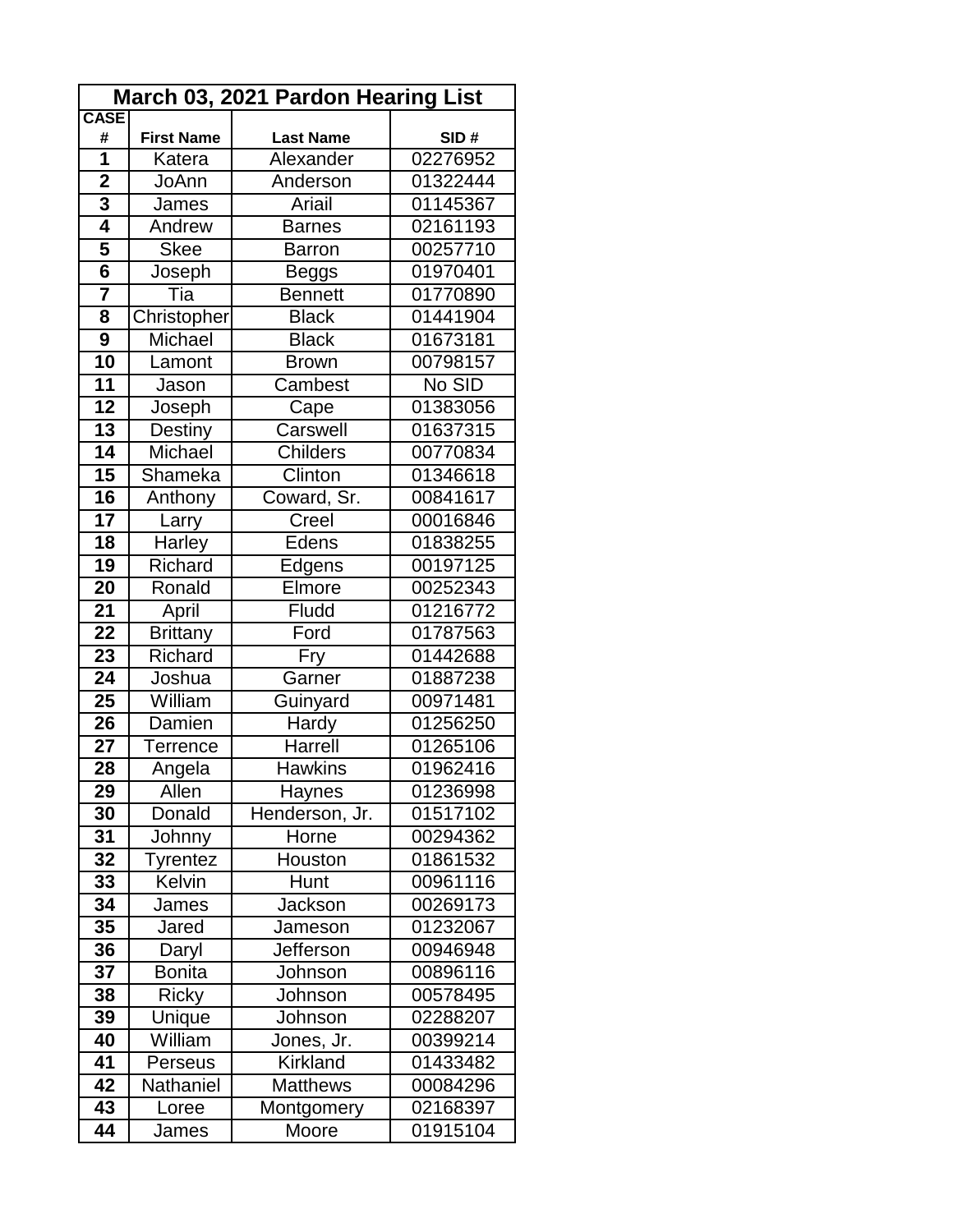| March 03, 2021 Pardon Hearing List | | | |
|---|---|---|---|
| **CASE #** | **First Name** | **Last Name** | **SID #** |
| **1** | Katera | Alexander | 02276952 |
| **2** | JoAnn | Anderson | 01322444 |
| **3** | James | Ariail | 01145367 |
| **4** | Andrew | Barnes | 02161193 |
| **5** | Skee | Barron | 00257710 |
| **6** | Joseph | Beggs | 01970401 |
| **7** | Tia | Bennett | 01770890 |
| **8** | Christopher | Black | 01441904 |
| **9** | Michael | Black | 01673181 |
| **10** | Lamont | Brown | 00798157 |
| **11** | Jason | Cambest | No SID |
| **12** | Joseph | Cape | 01383056 |
| **13** | Destiny | Carswell | 01637315 |
| **14** | Michael | Childers | 00770834 |
| **15** | Shameka | Clinton | 01346618 |
| **16** | Anthony | Coward, Sr. | 00841617 |
| **17** | Larry | Creel | 00016846 |
| **18** | Harley | Edens | 01838255 |
| **19** | Richard | Edgens | 00197125 |
| **20** | Ronald | Elmore | 00252343 |
| **21** | April | Fludd | 01216772 |
| **22** | Brittany | Ford | 01787563 |
| **23** | Richard | Fry | 01442688 |
| **24** | Joshua | Garner | 01887238 |
| **25** | William | Guinyard | 00971481 |
| **26** | Damien | Hardy | 01256250 |
| **27** | Terrence | Harrell | 01265106 |
| **28** | Angela | Hawkins | 01962416 |
| **29** | Allen | Haynes | 01236998 |
| **30** | Donald | Henderson, Jr. | 01517102 |
| **31** | Johnny | Horne | 00294362 |
| **32** | Tyrentez | Houston | 01861532 |
| **33** | Kelvin | Hunt | 00961116 |
| **34** | James | Jackson | 00269173 |
| **35** | Jared | Jameson | 01232067 |
| **36** | Daryl | Jefferson | 00946948 |
| **37** | Bonita | Johnson | 00896116 |
| **38** | Ricky | Johnson | 00578495 |
| **39** | Unique | Johnson | 02288207 |
| **40** | William | Jones, Jr. | 00399214 |
| **41** | Perseus | Kirkland | 01433482 |
| **42** | Nathaniel | Matthews | 00084296 |
| **43** | Loree | Montgomery | 02168397 |
| **44** | James | Moore | 01915104 |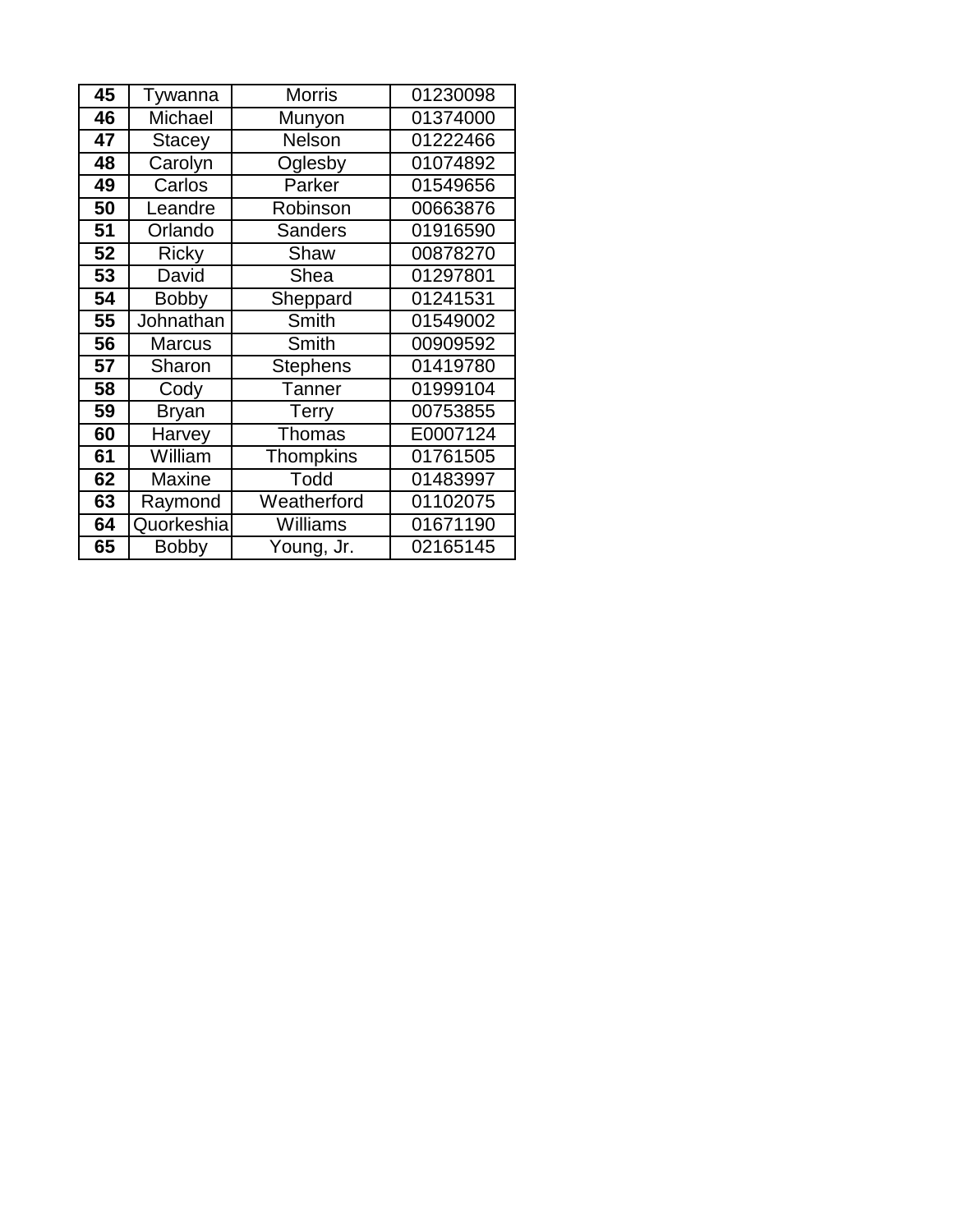| | | | |
|---|---|---|---|
| **45** | Tywanna | Morris | 01230098 |
| **46** | Michael | Munyon | 01374000 |
| **47** | Stacey | Nelson | 01222466 |
| **48** | Carolyn | Oglesby | 01074892 |
| **49** | Carlos | Parker | 01549656 |
| **50** | Leandre | Robinson | 00663876 |
| **51** | Orlando | Sanders | 01916590 |
| **52** | Ricky | Shaw | 00878270 |
| **53** | David | Shea | 01297801 |
| **54** | Bobby | Sheppard | 01241531 |
| **55** | Johnathan | Smith | 01549002 |
| **56** | Marcus | Smith | 00909592 |
| **57** | Sharon | Stephens | 01419780 |
| **58** | Cody | Tanner | 01999104 |
| **59** | Bryan | Terry | 00753855 |
| **60** | Harvey | Thomas | E0007124 |
| **61** | William | Thompkins | 01761505 |
| **62** | Maxine | Todd | 01483997 |
| **63** | Raymond | Weatherford | 01102075 |
| **64** | Quorkeshia | Williams | 01671190 |
| **65** | Bobby | Young, Jr. | 02165145 |